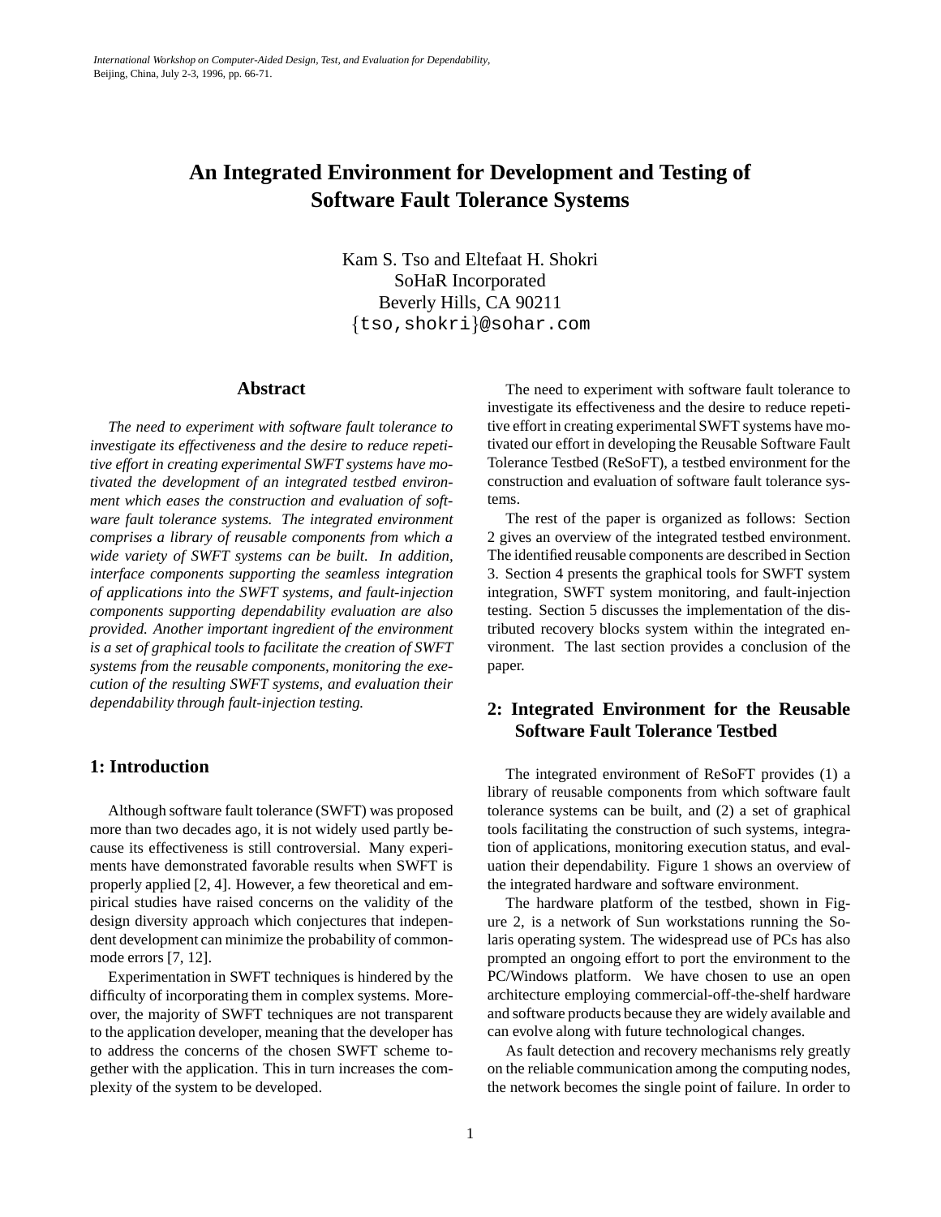International Workshop on Computer-Aided Design, Test, and Evaluation for Dependability, Beijing, China, July 2-3, 1996, pp. 66-71.

# An Integrated Environment for Development and Testing of Software Fault Tolerance Systems

Kam S. Tso and Eltefaat H. Shokri
SoHaR Incorporated
Beverly Hills, CA 90211
{tso,shokri}@sohar.com

## Abstract

*The need to experiment with software fault tolerance to investigate its effectiveness and the desire to reduce repetitive effort in creating experimental SWFT systems have motivated the development of an integrated testbed environment which eases the construction and evaluation of software fault tolerance systems. The integrated environment comprises a library of reusable components from which a wide variety of SWFT systems can be built. In addition, interface components supporting the seamless integration of applications into the SWFT systems, and fault-injection components supporting dependability evaluation are also provided. Another important ingredient of the environment is a set of graphical tools to facilitate the creation of SWFT systems from the reusable components, monitoring the execution of the resulting SWFT systems, and evaluation their dependability through fault-injection testing.*

## 1: Introduction

Although software fault tolerance (SWFT) was proposed more than two decades ago, it is not widely used partly because its effectiveness is still controversial. Many experiments have demonstrated favorable results when SWFT is properly applied [2, 4]. However, a few theoretical and empirical studies have raised concerns on the validity of the design diversity approach which conjectures that independent development can minimize the probability of common-mode errors [7, 12].

Experimentation in SWFT techniques is hindered by the difficulty of incorporating them in complex systems. Moreover, the majority of SWFT techniques are not transparent to the application developer, meaning that the developer has to address the concerns of the chosen SWFT scheme together with the application. This in turn increases the complexity of the system to be developed.

The need to experiment with software fault tolerance to investigate its effectiveness and the desire to reduce repetitive effort in creating experimental SWFT systems have motivated our effort in developing the Reusable Software Fault Tolerance Testbed (ReSoFT), a testbed environment for the construction and evaluation of software fault tolerance systems.

The rest of the paper is organized as follows: Section 2 gives an overview of the integrated testbed environment. The identified reusable components are described in Section 3. Section 4 presents the graphical tools for SWFT system integration, SWFT system monitoring, and fault-injection testing. Section 5 discusses the implementation of the distributed recovery blocks system within the integrated environment. The last section provides a conclusion of the paper.

## 2: Integrated Environment for the Reusable Software Fault Tolerance Testbed

The integrated environment of ReSoFT provides (1) a library of reusable components from which software fault tolerance systems can be built, and (2) a set of graphical tools facilitating the construction of such systems, integration of applications, monitoring execution status, and evaluation their dependability. Figure 1 shows an overview of the integrated hardware and software environment.

The hardware platform of the testbed, shown in Figure 2, is a network of Sun workstations running the Solaris operating system. The widespread use of PCs has also prompted an ongoing effort to port the environment to the PC/Windows platform. We have chosen to use an open architecture employing commercial-off-the-shelf hardware and software products because they are widely available and can evolve along with future technological changes.

As fault detection and recovery mechanisms rely greatly on the reliable communication among the computing nodes, the network becomes the single point of failure. In order to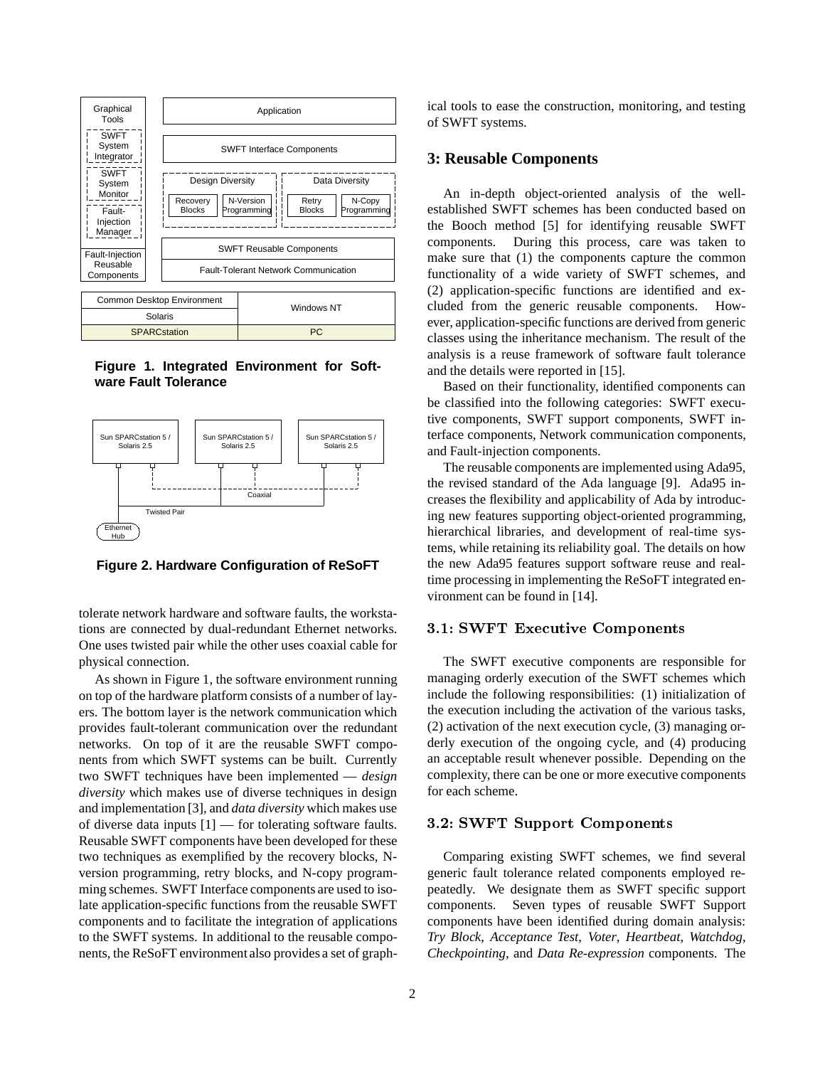**Figure 1. Integrated Environment for Software Fault Tolerance**

**Figure 2. Hardware Configuration of ReSoFT**

tolerate network hardware and software faults, the workstations are connected by dual-redundant Ethernet networks. One uses twisted pair while the other uses coaxial cable for physical connection.

As shown in Figure 1, the software environment running on top of the hardware platform consists of a number of layers. The bottom layer is the network communication which provides fault-tolerant communication over the redundant networks. On top of it are the reusable SWFT components from which SWFT systems can be built. Currently two SWFT techniques have been implemented — *design diversity* which makes use of diverse techniques in design and implementation [3], and *data diversity* which makes use of diverse data inputs [1] — for tolerating software faults. Reusable SWFT components have been developed for these two techniques as exemplified by the recovery blocks, N-version programming, retry blocks, and N-copy programming schemes. SWFT Interface components are used to isolate application-specific functions from the reusable SWFT components and to facilitate the integration of applications to the SWFT systems. In additional to the reusable components, the ReSoFT environment also provides a set of graphical tools to ease the construction, monitoring, and testing of SWFT systems.

## 3: Reusable Components

An in-depth object-oriented analysis of the well-established SWFT schemes has been conducted based on the Booch method [5] for identifying reusable SWFT components. During this process, care was taken to make sure that (1) the components capture the common functionality of a wide variety of SWFT schemes, and (2) application-specific functions are identified and excluded from the generic reusable components. However, application-specific functions are derived from generic classes using the inheritance mechanism. The result of the analysis is a reuse framework of software fault tolerance and the details were reported in [15].

Based on their functionality, identified components can be classified into the following categories: SWFT executive components, SWFT support components, SWFT interface components, Network communication components, and Fault-injection components.

The reusable components are implemented using Ada95, the revised standard of the Ada language [9]. Ada95 increases the flexibility and applicability of Ada by introducing new features supporting object-oriented programming, hierarchical libraries, and development of real-time systems, while retaining its reliability goal. The details on how the new Ada95 features support software reuse and real-time processing in implementing the ReSoFT integrated environment can be found in [14].

### 3.1: SWFT Executive Components

The SWFT executive components are responsible for managing orderly execution of the SWFT schemes which include the following responsibilities: (1) initialization of the execution including the activation of the various tasks, (2) activation of the next execution cycle, (3) managing orderly execution of the ongoing cycle, and (4) producing an acceptable result whenever possible. Depending on the complexity, there can be one or more executive components for each scheme.

### 3.2: SWFT Support Components

Comparing existing SWFT schemes, we find several generic fault tolerance related components employed repeatedly. We designate them as SWFT specific support components. Seven types of reusable SWFT Support components have been identified during domain analysis: *Try Block*, *Acceptance Test*, *Voter*, *Heartbeat*, *Watchdog*, *Checkpointing*, and *Data Re-expression* components. The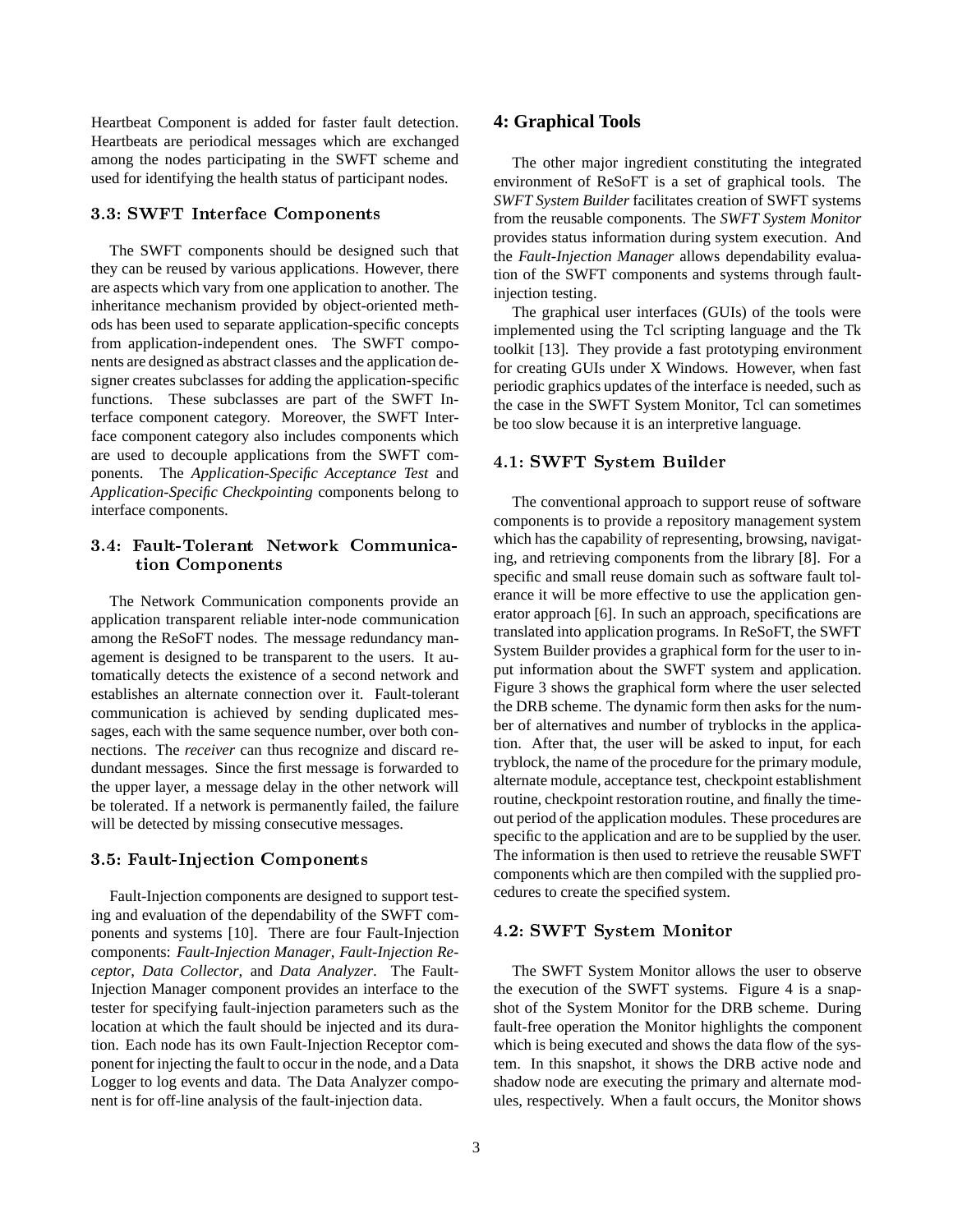Heartbeat Component is added for faster fault detection. Heartbeats are periodical messages which are exchanged among the nodes participating in the SWFT scheme and used for identifying the health status of participant nodes.

### 3.3: SWFT Interface Components

The SWFT components should be designed such that they can be reused by various applications. However, there are aspects which vary from one application to another. The inheritance mechanism provided by object-oriented methods has been used to separate application-specific concepts from application-independent ones. The SWFT components are designed as abstract classes and the application designer creates subclasses for adding the application-specific functions. These subclasses are part of the SWFT Interface component category. Moreover, the SWFT Interface component category also includes components which are used to decouple applications from the SWFT components. The *Application-Specific Acceptance Test* and *Application-Specific Checkpointing* components belong to interface components.

### 3.4: Fault-Tolerant Network Communication Components

The Network Communication components provide an application transparent reliable inter-node communication among the ReSoFT nodes. The message redundancy management is designed to be transparent to the users. It automatically detects the existence of a second network and establishes an alternate connection over it. Fault-tolerant communication is achieved by sending duplicated messages, each with the same sequence number, over both connections. The *receiver* can thus recognize and discard redundant messages. Since the first message is forwarded to the upper layer, a message delay in the other network will be tolerated. If a network is permanently failed, the failure will be detected by missing consecutive messages.

### 3.5: Fault-Injection Components

Fault-Injection components are designed to support testing and evaluation of the dependability of the SWFT components and systems [10]. There are four Fault-Injection components: *Fault-Injection Manager*, *Fault-Injection Receptor*, *Data Collector*, and *Data Analyzer*. The Fault-Injection Manager component provides an interface to the tester for specifying fault-injection parameters such as the location at which the fault should be injected and its duration. Each node has its own Fault-Injection Receptor component for injecting the fault to occur in the node, and a Data Logger to log events and data. The Data Analyzer component is for off-line analysis of the fault-injection data.

## 4: Graphical Tools

The other major ingredient constituting the integrated environment of ReSoFT is a set of graphical tools. The *SWFT System Builder* facilitates creation of SWFT systems from the reusable components. The *SWFT System Monitor* provides status information during system execution. And the *Fault-Injection Manager* allows dependability evaluation of the SWFT components and systems through fault-injection testing.

The graphical user interfaces (GUIs) of the tools were implemented using the Tcl scripting language and the Tk toolkit [13]. They provide a fast prototyping environment for creating GUIs under X Windows. However, when fast periodic graphics updates of the interface is needed, such as the case in the SWFT System Monitor, Tcl can sometimes be too slow because it is an interpretive language.

### 4.1: SWFT System Builder

The conventional approach to support reuse of software components is to provide a repository management system which has the capability of representing, browsing, navigating, and retrieving components from the library [8]. For a specific and small reuse domain such as software fault tolerance it will be more effective to use the application generator approach [6]. In such an approach, specifications are translated into application programs. In ReSoFT, the SWFT System Builder provides a graphical form for the user to input information about the SWFT system and application. Figure 3 shows the graphical form where the user selected the DRB scheme. The dynamic form then asks for the number of alternatives and number of tryblocks in the application. After that, the user will be asked to input, for each tryblock, the name of the procedure for the primary module, alternate module, acceptance test, checkpoint establishment routine, checkpoint restoration routine, and finally the time-out period of the application modules. These procedures are specific to the application and are to be supplied by the user. The information is then used to retrieve the reusable SWFT components which are then compiled with the supplied procedures to create the specified system.

### 4.2: SWFT System Monitor

The SWFT System Monitor allows the user to observe the execution of the SWFT systems. Figure 4 is a snapshot of the System Monitor for the DRB scheme. During fault-free operation the Monitor highlights the component which is being executed and shows the data flow of the system. In this snapshot, it shows the DRB active node and shadow node are executing the primary and alternate modules, respectively. When a fault occurs, the Monitor shows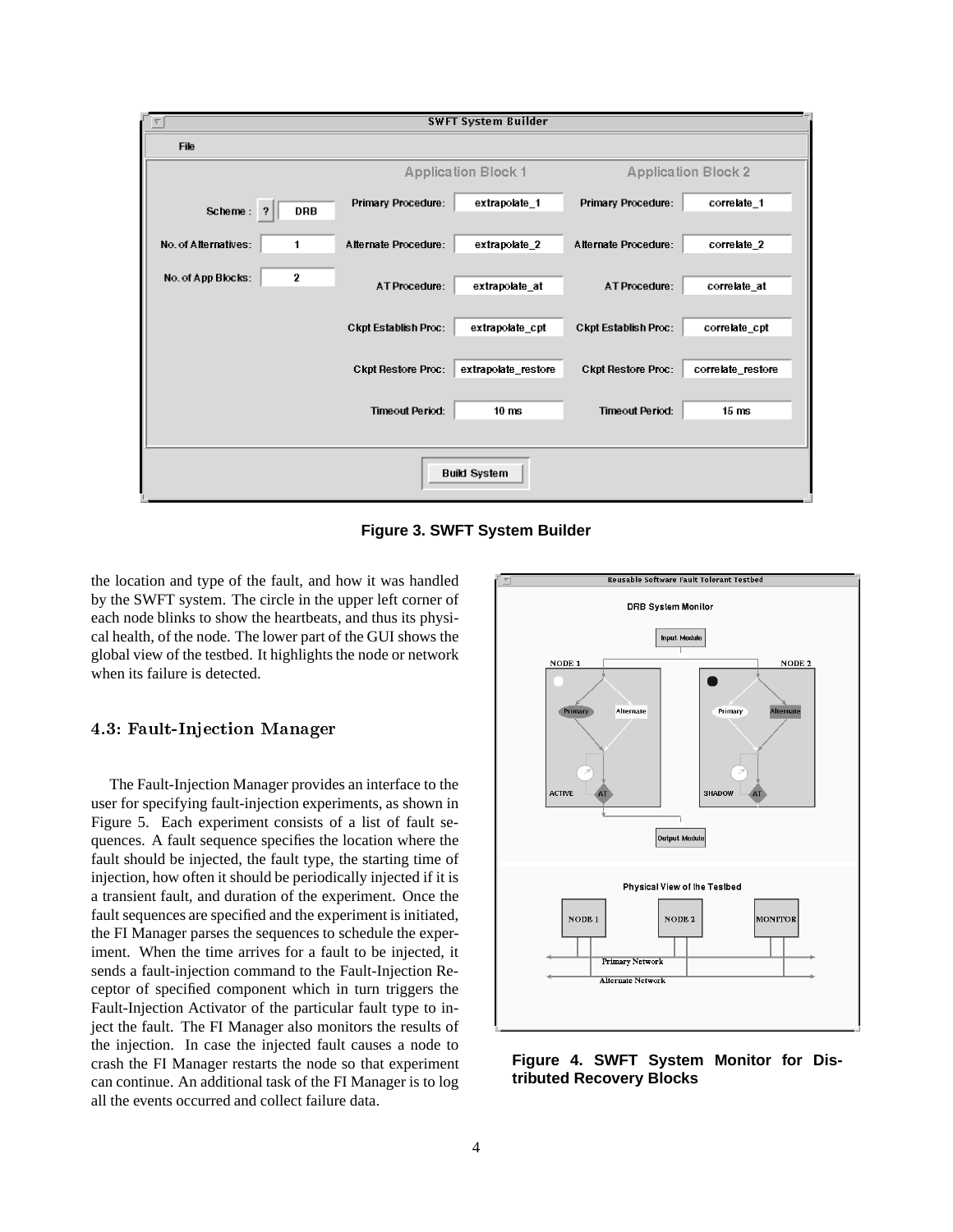Figure 3. SWFT System Builder

the location and type of the fault, and how it was handled by the SWFT system. The circle in the upper left corner of each node blinks to show the heartbeats, and thus its physical health, of the node. The lower part of the GUI shows the global view of the testbed. It highlights the node or network when its failure is detected.

### 4.3: Fault-Injection Manager

The Fault-Injection Manager provides an interface to the user for specifying fault-injection experiments, as shown in Figure 5. Each experiment consists of a list of fault sequences. A fault sequence specifies the location where the fault should be injected, the fault type, the starting time of injection, how often it should be periodically injected if it is a transient fault, and duration of the experiment. Once the fault sequences are specified and the experiment is initiated, the FI Manager parses the sequences to schedule the experiment. When the time arrives for a fault to be injected, it sends a fault-injection command to the Fault-Injection Receptor of specified component which in turn triggers the Fault-Injection Activator of the particular fault type to inject the fault. The FI Manager also monitors the results of the injection. In case the injected fault causes a node to crash the FI Manager restarts the node so that experiment can continue. An additional task of the FI Manager is to log all the events occurred and collect failure data.

Figure 4. SWFT System Monitor for Distributed Recovery Blocks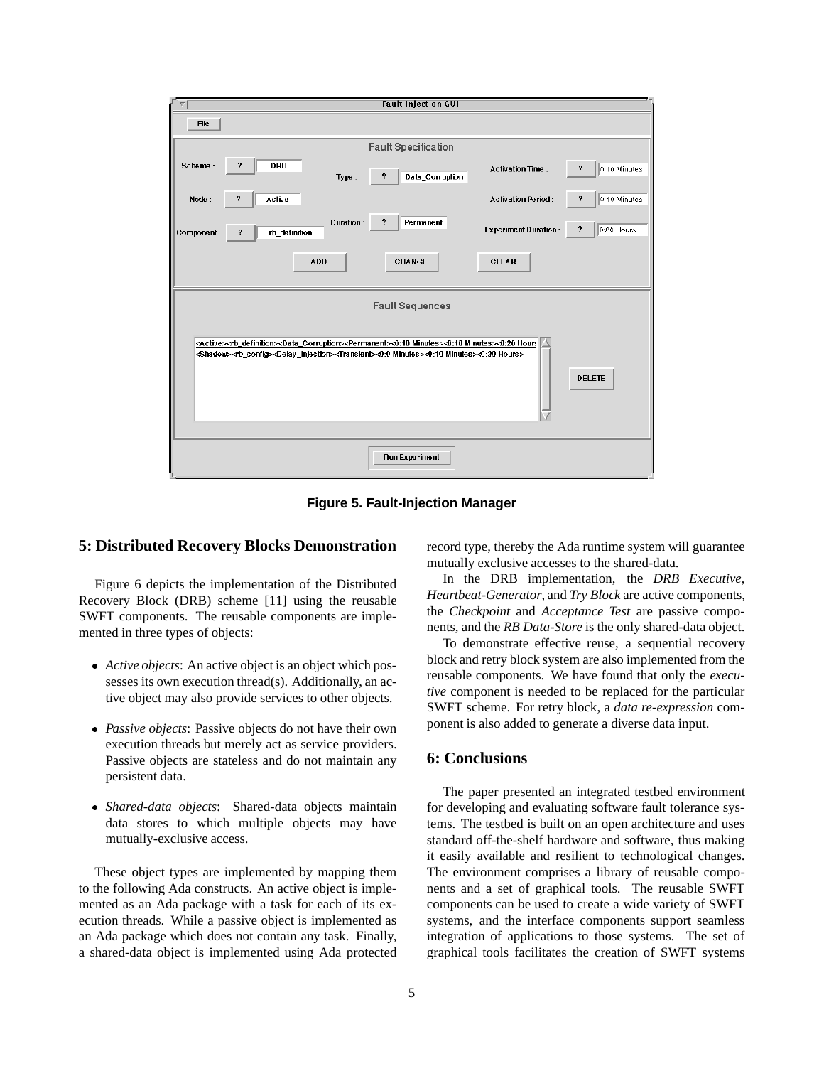**Figure 5. Fault-Injection Manager**

## 5: Distributed Recovery Blocks Demonstration

Figure 6 depicts the implementation of the Distributed Recovery Block (DRB) scheme [11] using the reusable SWFT components. The reusable components are implemented in three types of objects:

- *Active objects*: An active object is an object which possesses its own execution thread(s). Additionally, an active object may also provide services to other objects.
- *Passive objects*: Passive objects do not have their own execution threads but merely act as service providers. Passive objects are stateless and do not maintain any persistent data.
- *Shared-data objects*: Shared-data objects maintain data stores to which multiple objects may have mutually-exclusive access.

These object types are implemented by mapping them to the following Ada constructs. An active object is implemented as an Ada package with a task for each of its execution threads. While a passive object is implemented as an Ada package which does not contain any task. Finally, a shared-data object is implemented using Ada protected record type, thereby the Ada runtime system will guarantee mutually exclusive accesses to the shared-data.

In the DRB implementation, the *DRB Executive*, *Heartbeat-Generator*, and *Try Block* are active components, the *Checkpoint* and *Acceptance Test* are passive components, and the *RB Data-Store* is the only shared-data object.

To demonstrate effective reuse, a sequential recovery block and retry block system are also implemented from the reusable components. We have found that only the *executive* component is needed to be replaced for the particular SWFT scheme. For retry block, a *data re-expression* component is also added to generate a diverse data input.

## 6: Conclusions

The paper presented an integrated testbed environment for developing and evaluating software fault tolerance systems. The testbed is built on an open architecture and uses standard off-the-shelf hardware and software, thus making it easily available and resilient to technological changes. The environment comprises a library of reusable components and a set of graphical tools. The reusable SWFT components can be used to create a wide variety of SWFT systems, and the interface components support seamless integration of applications to those systems. The set of graphical tools facilitates the creation of SWFT systems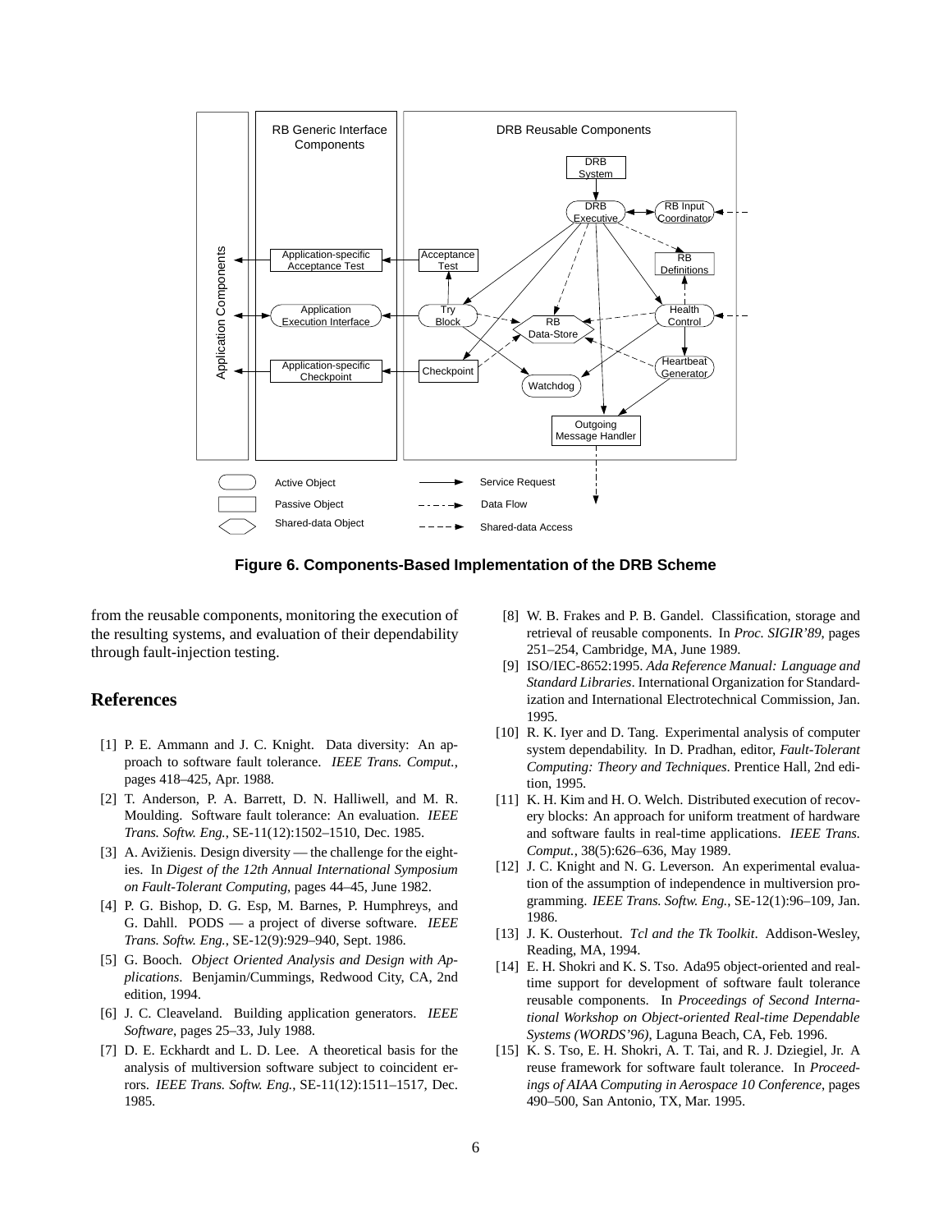RB Generic Interface Components

DRB Reusable Components

Application Components

DRB System

DRB Executive

RB Input Coordinator

Application-specific Acceptance Test

Acceptance Test

RB Definitions

Application Execution Interface

Try Block

RB Data-Store

Health Control

Application-specific Checkpoint

Checkpoint

Heartbeat Generator

Watchdog

Outgoing Message Handler

Active Object

Passive Object

Shared-data Object

Service Request

Data Flow

Shared-data Access

**Figure 6. Components-Based Implementation of the DRB Scheme**

from the reusable components, monitoring the execution of the resulting systems, and evaluation of their dependability through fault-injection testing.

## References

[1] P. E. Ammann and J. C. Knight. Data diversity: An approach to software fault tolerance. *IEEE Trans. Comput.*, pages 418–425, Apr. 1988.

[2] T. Anderson, P. A. Barrett, D. N. Halliwell, and M. R. Moulding. Software fault tolerance: An evaluation. *IEEE Trans. Softw. Eng.*, SE-11(12):1502–1510, Dec. 1985.

[3] A. Avižienis. Design diversity — the challenge for the eighties. In *Digest of the 12th Annual International Symposium on Fault-Tolerant Computing*, pages 44–45, June 1982.

[4] P. G. Bishop, D. G. Esp, M. Barnes, P. Humphreys, and G. Dahll. PODS — a project of diverse software. *IEEE Trans. Softw. Eng.*, SE-12(9):929–940, Sept. 1986.

[5] G. Booch. *Object Oriented Analysis and Design with Applications*. Benjamin/Cummings, Redwood City, CA, 2nd edition, 1994.

[6] J. C. Cleaveland. Building application generators. *IEEE Software*, pages 25–33, July 1988.

[7] D. E. Eckhardt and L. D. Lee. A theoretical basis for the analysis of multiversion software subject to coincident errors. *IEEE Trans. Softw. Eng.*, SE-11(12):1511–1517, Dec. 1985.

[8] W. B. Frakes and P. B. Gandel. Classification, storage and retrieval of reusable components. In *Proc. SIGIR'89*, pages 251–254, Cambridge, MA, June 1989.

[9] ISO/IEC-8652:1995. *Ada Reference Manual: Language and Standard Libraries*. International Organization for Standardization and International Electrotechnical Commission, Jan. 1995.

[10] R. K. Iyer and D. Tang. Experimental analysis of computer system dependability. In D. Pradhan, editor, *Fault-Tolerant Computing: Theory and Techniques*. Prentice Hall, 2nd edition, 1995.

[11] K. H. Kim and H. O. Welch. Distributed execution of recovery blocks: An approach for uniform treatment of hardware and software faults in real-time applications. *IEEE Trans. Comput.*, 38(5):626–636, May 1989.

[12] J. C. Knight and N. G. Leverson. An experimental evaluation of the assumption of independence in multiversion programming. *IEEE Trans. Softw. Eng.*, SE-12(1):96–109, Jan. 1986.

[13] J. K. Ousterhout. *Tcl and the Tk Toolkit*. Addison-Wesley, Reading, MA, 1994.

[14] E. H. Shokri and K. S. Tso. Ada95 object-oriented and real-time support for development of software fault tolerance reusable components. In *Proceedings of Second International Workshop on Object-oriented Real-time Dependable Systems (WORDS'96)*, Laguna Beach, CA, Feb. 1996.

[15] K. S. Tso, E. H. Shokri, A. T. Tai, and R. J. Dziegiel, Jr. A reuse framework for software fault tolerance. In *Proceedings of AIAA Computing in Aerospace 10 Conference*, pages 490–500, San Antonio, TX, Mar. 1995.